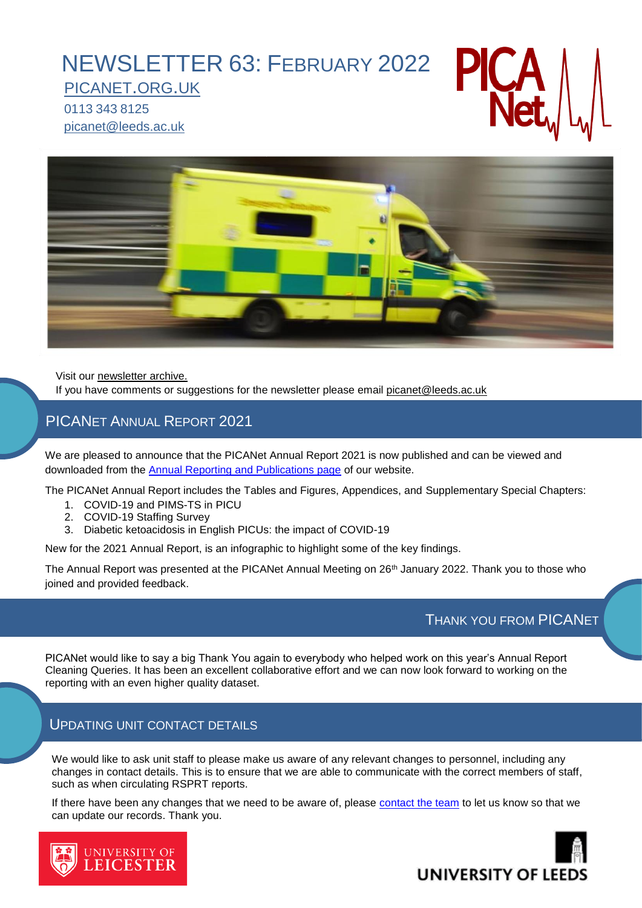# NEWSLETTER 63: FEBRUARY 2022

PICANET.ORG.UK

0113 343 8125

picanet@leeds.ac.uk

Visit our newsletter archive.

If you have comments or suggestions for the newsletter please email picanet@leeds.ac.uk

## PICANet Annual Report 2021

We are pleased to announce that the PICANet Annual Report 2021 is now published and can be viewed and downloaded from the Annual Reporting and Publications page of our website.

The PICANet Annual Report includes the Tables and Figures, Appendices, and Supplementary Special Chapters:

1. COVID-19 and PIMS-TS in PICU
2. COVID-19 Staffing Survey
3. Diabetic ketoacidosis in English PICUs: the impact of COVID-19

New for the 2021 Annual Report, is an infographic to highlight some of the key findings.

The Annual Report was presented at the PICANet Annual Meeting on 26th January 2022. Thank you to those who joined and provided feedback.

## Thank You from PICANet

PICANet would like to say a big Thank You again to everybody who helped work on this year's Annual Report Cleaning Queries. It has been an excellent collaborative effort and we can now look forward to working on the reporting with an even higher quality dataset.

## Updating Unit Contact Details

We would like to ask unit staff to please make us aware of any relevant changes to personnel, including any changes in contact details. This is to ensure that we are able to communicate with the correct members of staff, such as when circulating RSPRT reports.

If there have been any changes that we need to be aware of, please contact the team to let us know so that we can update our records. Thank you.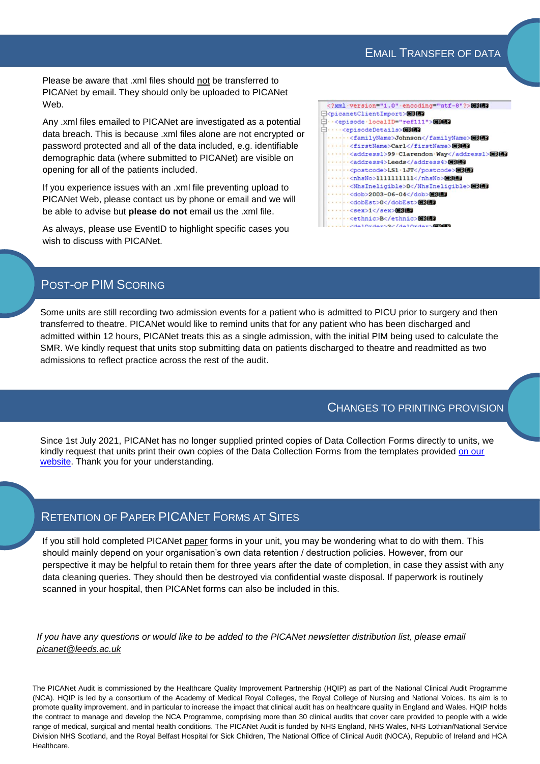## Email Transfer of Data

Please be aware that .xml files should not be transferred to PICANet by email. They should only be uploaded to PICANet Web.

Any .xml files emailed to PICANet are investigated as a potential data breach. This is because .xml files alone are not encrypted or password protected and all of the data included, e.g. identifiable demographic data (where submitted to PICANet) are visible on opening for all of the patients included.

If you experience issues with an .xml file preventing upload to PICANet Web, please contact us by phone or email and we will be able to advise but **please do not** email us the .xml file.

As always, please use EventID to highlight specific cases you wish to discuss with PICANet.

```
<?xml version="1.0" encoding="utf-8"?>
<picanetClientImport>
  <episode localID="ref111">
    <episodeDetails>
      <familyName>Johnson</familyName>
      <firstName>Carl</firstName>
      <address1>99 Clarendon Way</address1>
      <address4>Leeds</address4>
      <postcode>LS1 1JT</postcode>
      <nhsNo>1111111111</nhsNo>
      <NhsIneligible>0</NhsIneligible>
      <dob>2003-06-04</dob>
      <dobEst>0</dobEst>
      <sex>1</sex>
      <ethnic>B</ethnic>
      <delOrder>2</delOrder>
```

## Post-op PIM Scoring

Some units are still recording two admission events for a patient who is admitted to PICU prior to surgery and then transferred to theatre. PICANet would like to remind units that for any patient who has been discharged and admitted within 12 hours, PICANet treats this as a single admission, with the initial PIM being used to calculate the SMR. We kindly request that units stop submitting data on patients discharged to theatre and readmitted as two admissions to reflect practice across the rest of the audit.

## Changes to Printing Provision

Since 1st July 2021, PICANet has no longer supplied printed copies of Data Collection Forms directly to units, we kindly request that units print their own copies of the Data Collection Forms from the templates provided on our website. Thank you for your understanding.

## Retention of Paper PICANet Forms at Sites

If you still hold completed PICANet paper forms in your unit, you may be wondering what to do with them. This should mainly depend on your organisation's own data retention / destruction policies. However, from our perspective it may be helpful to retain them for three years after the date of completion, in case they assist with any data cleaning queries. They should then be destroyed via confidential waste disposal. If paperwork is routinely scanned in your hospital, then PICANet forms can also be included in this.

*If you have any questions or would like to be added to the PICANet newsletter distribution list, please email picanet@leeds.ac.uk*

The PICANet Audit is commissioned by the Healthcare Quality Improvement Partnership (HQIP) as part of the National Clinical Audit Programme (NCA). HQIP is led by a consortium of the Academy of Medical Royal Colleges, the Royal College of Nursing and National Voices. Its aim is to promote quality improvement, and in particular to increase the impact that clinical audit has on healthcare quality in England and Wales. HQIP holds the contract to manage and develop the NCA Programme, comprising more than 30 clinical audits that cover care provided to people with a wide range of medical, surgical and mental health conditions. The PICANet Audit is funded by NHS England, NHS Wales, NHS Lothian/National Service Division NHS Scotland, and the Royal Belfast Hospital for Sick Children, The National Office of Clinical Audit (NOCA), Republic of Ireland and HCA Healthcare.